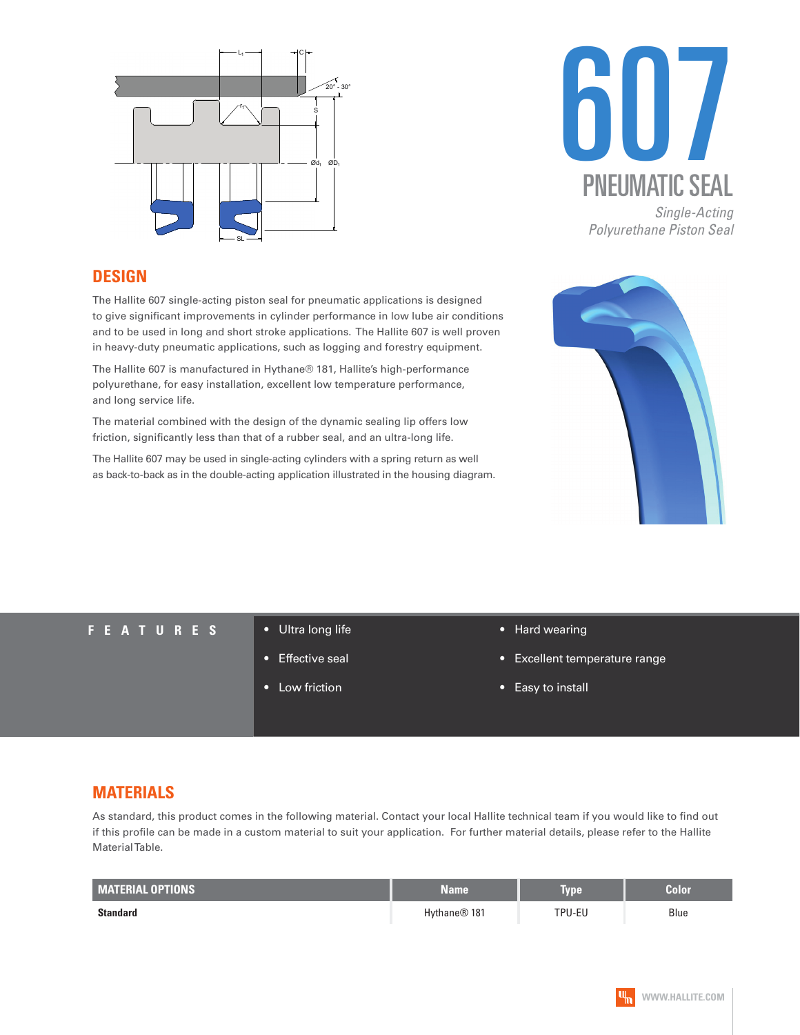# 607

## PNEUMATIC SEAL

*Single-Acting Polyurethane Piston Seal*

## DESIGN

The Hallite 607 single-acting piston seal for pneumatic applications is designed to give significant improvements in cylinder performance in low lube air conditions and to be used in long and short stroke applications. The Hallite 607 is well proven in heavy-duty pneumatic applications, such as logging and forestry equipment.

The Hallite 607 is manufactured in Hythane® 181, Hallite's high-performance polyurethane, for easy installation, excellent low temperature performance, and long service life.

The material combined with the design of the dynamic sealing lip offers low friction, significantly less than that of a rubber seal, and an ultra-long life.

The Hallite 607 may be used in single-acting cylinders with a spring return as well as back-to-back as in the double-acting application illustrated in the housing diagram.

## FEATURES

- Ultra long life
- Effective seal
- Low friction
- Hard wearing
- Excellent temperature range
- Easy to install

## MATERIALS

As standard, this product comes in the following material. Contact your local Hallite technical team if you would like to find out if this profile can be made in a custom material to suit your application. For further material details, please refer to the Hallite Material Table.

| MATERIAL OPTIONS | Name | Type | Color |
|---|---|---|---|
| **Standard** | Hythane® 181 | TPU-EU | Blue |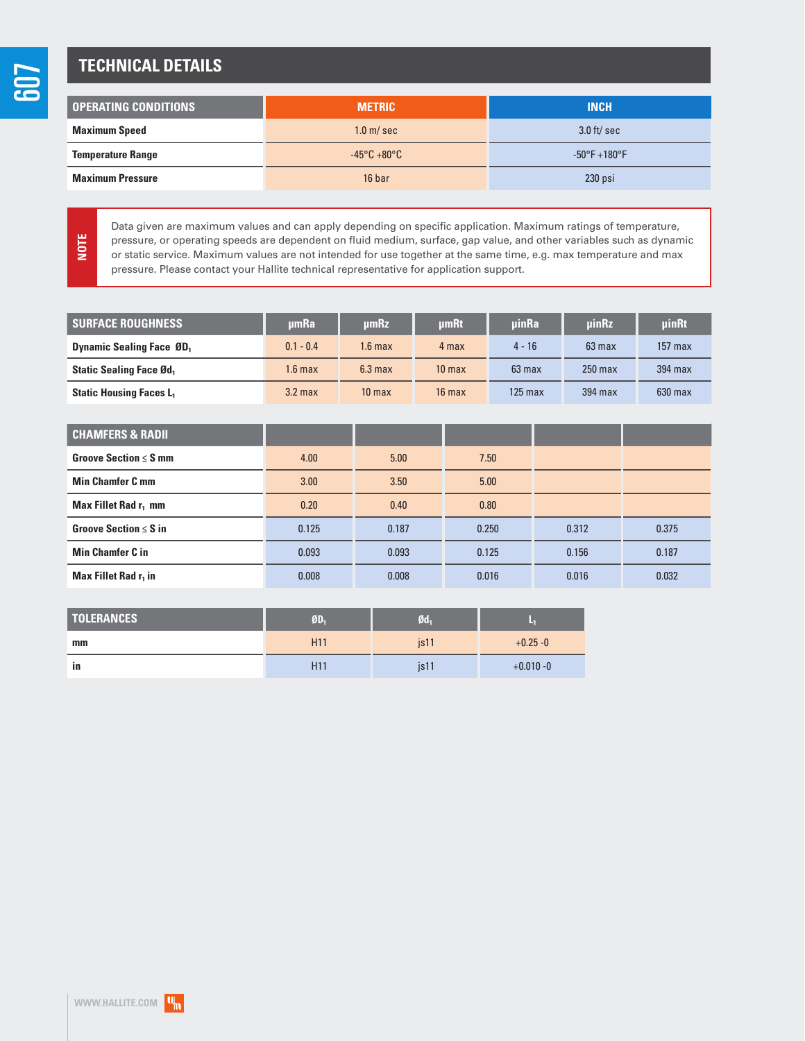## TECHNICAL DETAILS

| OPERATING CONDITIONS | METRIC | INCH |
|---|---|---|
| Maximum Speed | 1.0 m/ sec | 3.0 ft/ sec |
| Temperature Range | -45°C +80°C | -50°F +180°F |
| Maximum Pressure | 16 bar | 230 psi |

**NOTE**

Data given are maximum values and can apply depending on specific application. Maximum ratings of temperature, pressure, or operating speeds are dependent on fluid medium, surface, gap value, and other variables such as dynamic or static service. Maximum values are not intended for use together at the same time, e.g. max temperature and max pressure. Please contact your Hallite technical representative for application support.

| SURFACE ROUGHNESS | μmRa | μmRz | μmRt | μinRa | μinRz | μinRt |
|---|---|---|---|---|---|---|
| Dynamic Sealing Face $ØD_1$ | 0.1 - 0.4 | 1.6 max | 4 max | 4 - 16 | 63 max | 157 max |
| Static Sealing Face $Ød_1$ | 1.6 max | 6.3 max | 10 max | 63 max | 250 max | 394 max |
| Static Housing Faces $L_1$ | 3.2 max | 10 max | 16 max | 125 max | 394 max | 630 max |

| CHAMFERS & RADII | | | | | |
|---|---|---|---|---|---|
| Groove Section ≤ S mm | 4.00 | 5.00 | 7.50 | | |
| Min Chamfer C mm | 3.00 | 3.50 | 5.00 | | |
| Max Fillet Rad $r_1$ mm | 0.20 | 0.40 | 0.80 | | |
| Groove Section ≤ S in | 0.125 | 0.187 | 0.250 | 0.312 | 0.375 |
| Min Chamfer C in | 0.093 | 0.093 | 0.125 | 0.156 | 0.187 |
| Max Fillet Rad $r_1$ in | 0.008 | 0.008 | 0.016 | 0.016 | 0.032 |

| TOLERANCES | $ØD_1$ | $Ød_1$ | $L_1$ |
|---|---|---|---|
| mm | H11 | js11 | +0.25 -0 |
| in | H11 | js11 | +0.010 -0 |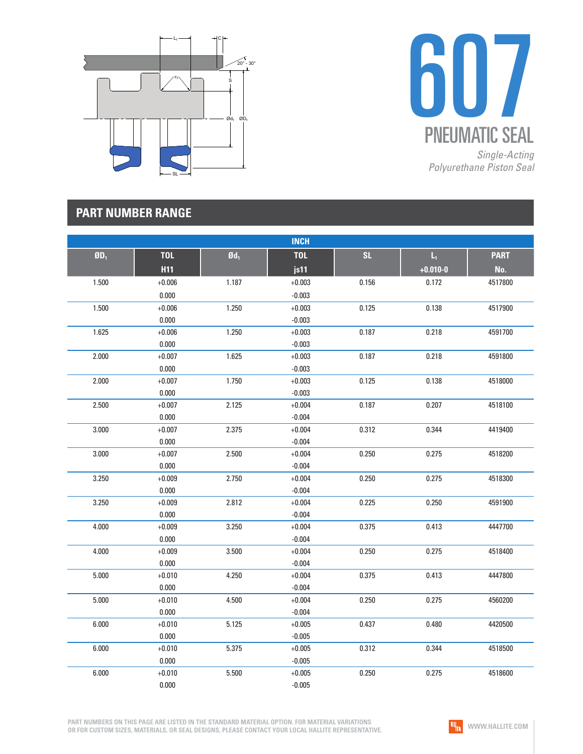# 607

## PNEUMATIC SEAL

*Single-Acting Polyurethane Piston Seal*

## PART NUMBER RANGE

| INCH | | | | | | |
|---|---|---|---|---|---|---|
| $ØD_1$ | TOL H11 | $Ød_1$ | TOL js11 | SL | $L_1$ +0.010-0 | PART No. |
| 1.500 | +0.006 0.000 | 1.187 | +0.003 -0.003 | 0.156 | 0.172 | 4517800 |
| 1.500 | +0.006 0.000 | 1.250 | +0.003 -0.003 | 0.125 | 0.138 | 4517900 |
| 1.625 | +0.006 0.000 | 1.250 | +0.003 -0.003 | 0.187 | 0.218 | 4591700 |
| 2.000 | +0.007 0.000 | 1.625 | +0.003 -0.003 | 0.187 | 0.218 | 4591800 |
| 2.000 | +0.007 0.000 | 1.750 | +0.003 -0.003 | 0.125 | 0.138 | 4518000 |
| 2.500 | +0.007 0.000 | 2.125 | +0.004 -0.004 | 0.187 | 0.207 | 4518100 |
| 3.000 | +0.007 0.000 | 2.375 | +0.004 -0.004 | 0.312 | 0.344 | 4419400 |
| 3.000 | +0.007 0.000 | 2.500 | +0.004 -0.004 | 0.250 | 0.275 | 4518200 |
| 3.250 | +0.009 0.000 | 2.750 | +0.004 -0.004 | 0.250 | 0.275 | 4518300 |
| 3.250 | +0.009 0.000 | 2.812 | +0.004 -0.004 | 0.225 | 0.250 | 4591900 |
| 4.000 | +0.009 0.000 | 3.250 | +0.004 -0.004 | 0.375 | 0.413 | 4447700 |
| 4.000 | +0.009 0.000 | 3.500 | +0.004 -0.004 | 0.250 | 0.275 | 4518400 |
| 5.000 | +0.010 0.000 | 4.250 | +0.004 -0.004 | 0.375 | 0.413 | 4447800 |
| 5.000 | +0.010 0.000 | 4.500 | +0.004 -0.004 | 0.250 | 0.275 | 4560200 |
| 6.000 | +0.010 0.000 | 5.125 | +0.005 -0.005 | 0.437 | 0.480 | 4420500 |
| 6.000 | +0.010 0.000 | 5.375 | +0.005 -0.005 | 0.312 | 0.344 | 4518500 |
| 6.000 | +0.010 0.000 | 5.500 | +0.005 -0.005 | 0.250 | 0.275 | 4518600 |

PART NUMBERS ON THIS PAGE ARE LISTED IN THE STANDARD MATERIAL OPTION. FOR MATERIAL VARIATIONS OR FOR CUSTOM SIZES, MATERIALS, OR SEAL DESIGNS, PLEASE CONTACT YOUR LOCAL HALLITE REPRESENTATIVE.

WWW.HALLITE.COM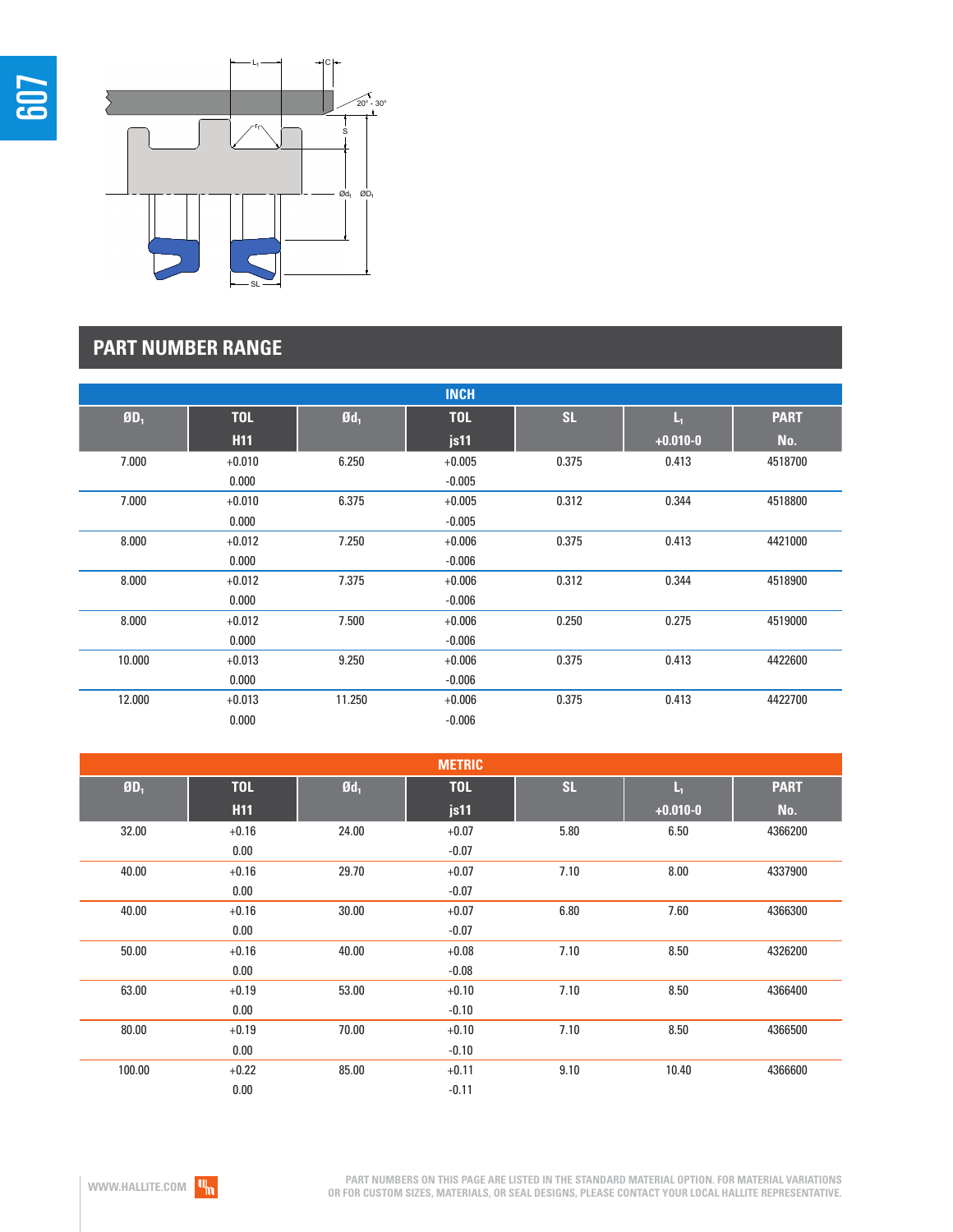## PART NUMBER RANGE

| INCH | | | | | | |
|---|---|---|---|---|---|---|
| $ØD_1$ | TOL H11 | $Ød_1$ | TOL js11 | SL | $L_1$ +0.010-0 | PART No. |
| 7.000 | +0.010 0.000 | 6.250 | +0.005 -0.005 | 0.375 | 0.413 | 4518700 |
| 7.000 | +0.010 0.000 | 6.375 | +0.005 -0.005 | 0.312 | 0.344 | 4518800 |
| 8.000 | +0.012 0.000 | 7.250 | +0.006 -0.006 | 0.375 | 0.413 | 4421000 |
| 8.000 | +0.012 0.000 | 7.375 | +0.006 -0.006 | 0.312 | 0.344 | 4518900 |
| 8.000 | +0.012 0.000 | 7.500 | +0.006 -0.006 | 0.250 | 0.275 | 4519000 |
| 10.000 | +0.013 0.000 | 9.250 | +0.006 -0.006 | 0.375 | 0.413 | 4422600 |
| 12.000 | +0.013 0.000 | 11.250 | +0.006 -0.006 | 0.375 | 0.413 | 4422700 |

| METRIC | | | | | | |
|---|---|---|---|---|---|---|
| $ØD_1$ | TOL H11 | $Ød_1$ | TOL js11 | SL | $L_1$ +0.010-0 | PART No. |
| 32.00 | +0.16 0.00 | 24.00 | +0.07 -0.07 | 5.80 | 6.50 | 4366200 |
| 40.00 | +0.16 0.00 | 29.70 | +0.07 -0.07 | 7.10 | 8.00 | 4337900 |
| 40.00 | +0.16 0.00 | 30.00 | +0.07 -0.07 | 6.80 | 7.60 | 4366300 |
| 50.00 | +0.16 0.00 | 40.00 | +0.08 -0.08 | 7.10 | 8.50 | 4326200 |
| 63.00 | +0.19 0.00 | 53.00 | +0.10 -0.10 | 7.10 | 8.50 | 4366400 |
| 80.00 | +0.19 0.00 | 70.00 | +0.10 -0.10 | 7.10 | 8.50 | 4366500 |
| 100.00 | +0.22 0.00 | 85.00 | +0.11 -0.11 | 9.10 | 10.40 | 4366600 |

PART NUMBERS ON THIS PAGE ARE LISTED IN THE STANDARD MATERIAL OPTION. FOR MATERIAL VARIATIONS OR FOR CUSTOM SIZES, MATERIALS, OR SEAL DESIGNS, PLEASE CONTACT YOUR LOCAL HALLITE REPRESENTATIVE.